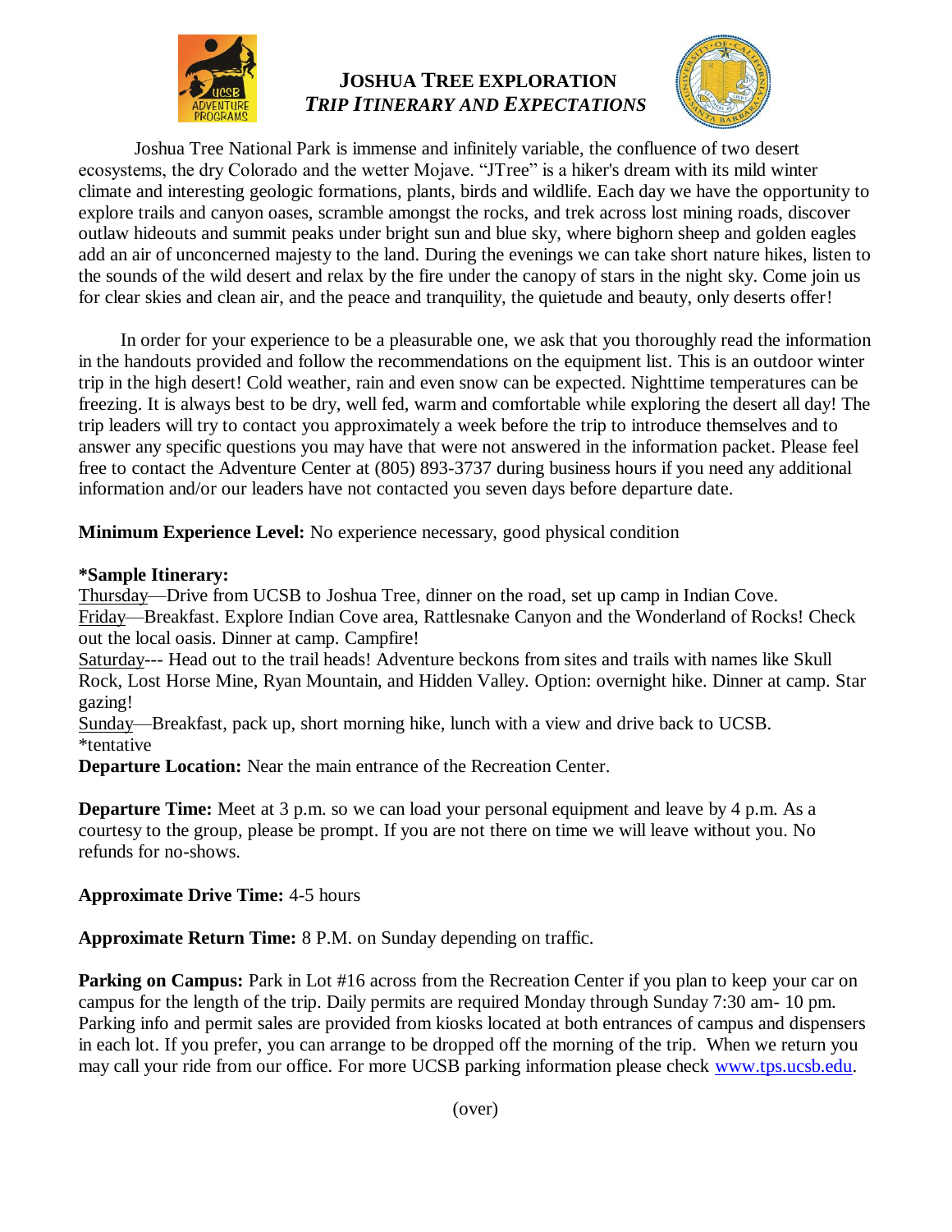# JOSHUA TREE EXPLORATION
## *TRIP ITINERARY AND EXPECTATIONS*

Joshua Tree National Park is immense and infinitely variable, the confluence of two desert ecosystems, the dry Colorado and the wetter Mojave. "JTree" is a hiker's dream with its mild winter climate and interesting geologic formations, plants, birds and wildlife. Each day we have the opportunity to explore trails and canyon oases, scramble amongst the rocks, and trek across lost mining roads, discover outlaw hideouts and summit peaks under bright sun and blue sky, where bighorn sheep and golden eagles add an air of unconcerned majesty to the land. During the evenings we can take short nature hikes, listen to the sounds of the wild desert and relax by the fire under the canopy of stars in the night sky. Come join us for clear skies and clean air, and the peace and tranquility, the quietude and beauty, only deserts offer!

In order for your experience to be a pleasurable one, we ask that you thoroughly read the information in the handouts provided and follow the recommendations on the equipment list. This is an outdoor winter trip in the high desert! Cold weather, rain and even snow can be expected. Nighttime temperatures can be freezing. It is always best to be dry, well fed, warm and comfortable while exploring the desert all day! The trip leaders will try to contact you approximately a week before the trip to introduce themselves and to answer any specific questions you may have that were not answered in the information packet. Please feel free to contact the Adventure Center at (805) 893-3737 during business hours if you need any additional information and/or our leaders have not contacted you seven days before departure date.

**Minimum Experience Level:** No experience necessary, good physical condition

**\*Sample Itinerary:**
Thursday—Drive from UCSB to Joshua Tree, dinner on the road, set up camp in Indian Cove.
Friday—Breakfast. Explore Indian Cove area, Rattlesnake Canyon and the Wonderland of Rocks! Check out the local oasis. Dinner at camp. Campfire!
Saturday--- Head out to the trail heads! Adventure beckons from sites and trails with names like Skull Rock, Lost Horse Mine, Ryan Mountain, and Hidden Valley. Option: overnight hike. Dinner at camp. Star gazing!
Sunday—Breakfast, pack up, short morning hike, lunch with a view and drive back to UCSB.
*tentative

**Departure Location:** Near the main entrance of the Recreation Center.

**Departure Time:** Meet at 3 p.m. so we can load your personal equipment and leave by 4 p.m. As a courtesy to the group, please be prompt. If you are not there on time we will leave without you. No refunds for no-shows.

**Approximate Drive Time:** 4-5 hours

**Approximate Return Time:** 8 P.M. on Sunday depending on traffic.

**Parking on Campus:** Park in Lot #16 across from the Recreation Center if you plan to keep your car on campus for the length of the trip. Daily permits are required Monday through Sunday 7:30 am- 10 pm. Parking info and permit sales are provided from kiosks located at both entrances of campus and dispensers in each lot. If you prefer, you can arrange to be dropped off the morning of the trip. When we return you may call your ride from our office. For more UCSB parking information please check [www.tps.ucsb.edu](http://www.tps.ucsb.edu).

(over)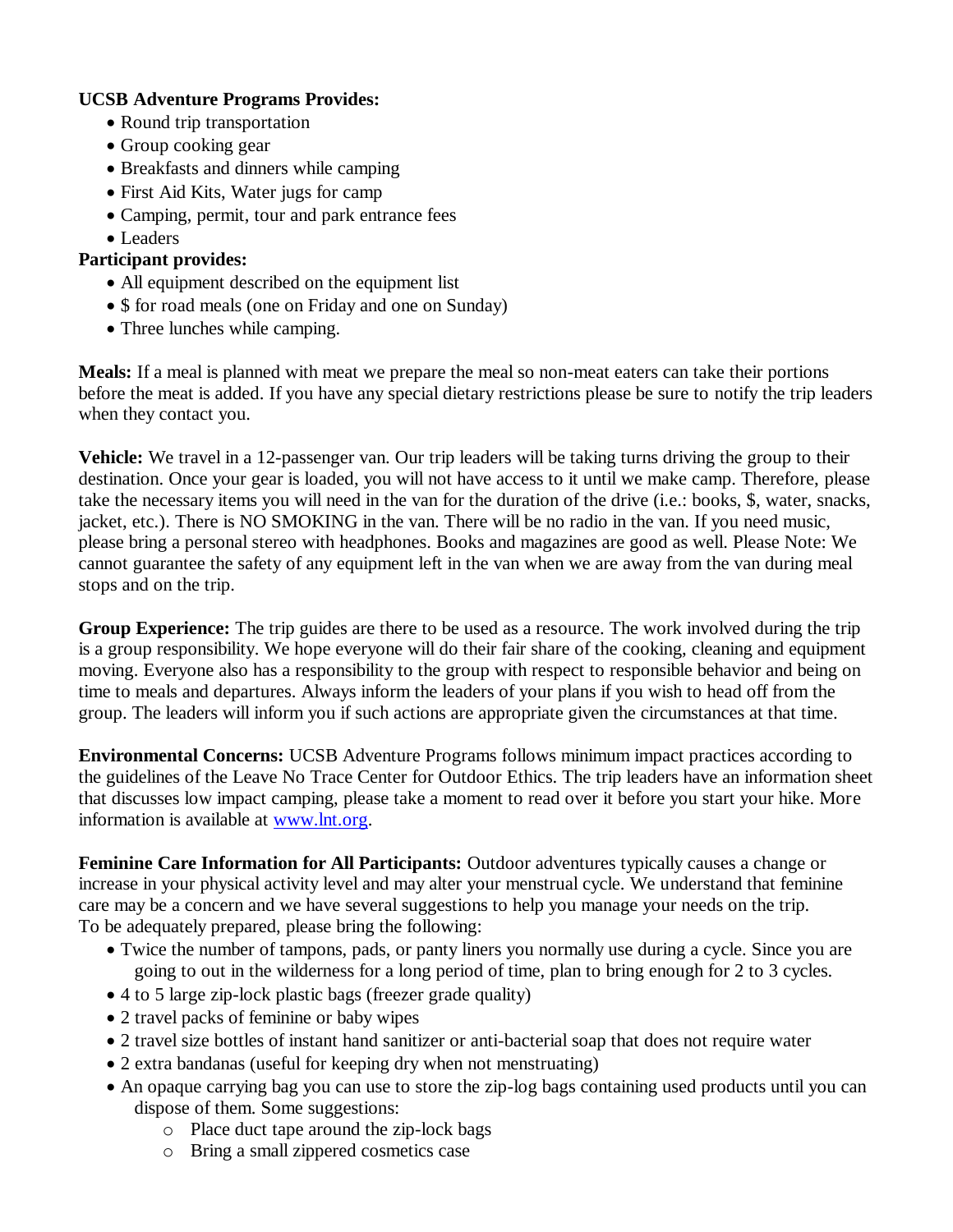**UCSB Adventure Programs Provides:**

- Round trip transportation
- Group cooking gear
- Breakfasts and dinners while camping
- First Aid Kits, Water jugs for camp
- Camping, permit, tour and park entrance fees
- Leaders

**Participant provides:**

- All equipment described on the equipment list
- $ for road meals (one on Friday and one on Sunday)
- Three lunches while camping.

**Meals:** If a meal is planned with meat we prepare the meal so non-meat eaters can take their portions before the meat is added. If you have any special dietary restrictions please be sure to notify the trip leaders when they contact you.

**Vehicle:** We travel in a 12-passenger van. Our trip leaders will be taking turns driving the group to their destination. Once your gear is loaded, you will not have access to it until we make camp. Therefore, please take the necessary items you will need in the van for the duration of the drive (i.e.: books, $, water, snacks, jacket, etc.). There is NO SMOKING in the van. There will be no radio in the van. If you need music, please bring a personal stereo with headphones. Books and magazines are good as well. Please Note: We cannot guarantee the safety of any equipment left in the van when we are away from the van during meal stops and on the trip.

**Group Experience:** The trip guides are there to be used as a resource. The work involved during the trip is a group responsibility. We hope everyone will do their fair share of the cooking, cleaning and equipment moving. Everyone also has a responsibility to the group with respect to responsible behavior and being on time to meals and departures. Always inform the leaders of your plans if you wish to head off from the group. The leaders will inform you if such actions are appropriate given the circumstances at that time.

**Environmental Concerns:** UCSB Adventure Programs follows minimum impact practices according to the guidelines of the Leave No Trace Center for Outdoor Ethics. The trip leaders have an information sheet that discusses low impact camping, please take a moment to read over it before you start your hike. More information is available at [www.lnt.org](http://www.lnt.org).

**Feminine Care Information for All Participants:** Outdoor adventures typically causes a change or increase in your physical activity level and may alter your menstrual cycle. We understand that feminine care may be a concern and we have several suggestions to help you manage your needs on the trip. To be adequately prepared, please bring the following:

- Twice the number of tampons, pads, or panty liners you normally use during a cycle. Since you are going to out in the wilderness for a long period of time, plan to bring enough for 2 to 3 cycles.
- 4 to 5 large zip-lock plastic bags (freezer grade quality)
- 2 travel packs of feminine or baby wipes
- 2 travel size bottles of instant hand sanitizer or anti-bacterial soap that does not require water
- 2 extra bandanas (useful for keeping dry when not menstruating)
- An opaque carrying bag you can use to store the zip-log bags containing used products until you can dispose of them. Some suggestions:
    - Place duct tape around the zip-lock bags
    - Bring a small zippered cosmetics case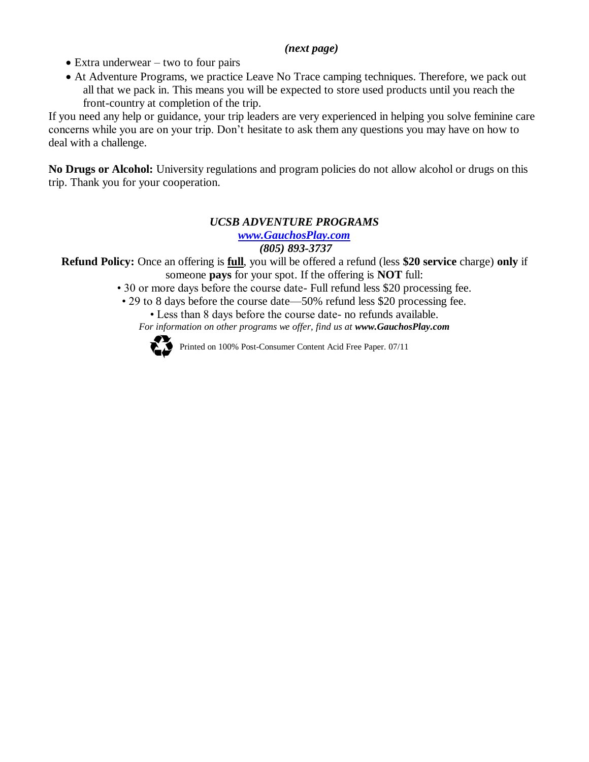*(next page)*

- Extra underwear – two to four pairs
- At Adventure Programs, we practice Leave No Trace camping techniques. Therefore, we pack out all that we pack in. This means you will be expected to store used products until you reach the front-country at completion of the trip.

If you need any help or guidance, your trip leaders are very experienced in helping you solve feminine care concerns while you are on your trip. Don't hesitate to ask them any questions you may have on how to deal with a challenge.

**No Drugs or Alcohol:** University regulations and program policies do not allow alcohol or drugs on this trip. Thank you for your cooperation.

***UCSB ADVENTURE PROGRAMS***

***www.GauchosPlay.com***

***(805) 893-3737***

**Refund Policy:** Once an offering is **full**, you will be offered a refund (less **$20 service** charge) **only** if someone **pays** for your spot. If the offering is **NOT** full:

- 30 or more days before the course date- Full refund less $20 processing fee.
- 29 to 8 days before the course date—50% refund less $20 processing fee.
- Less than 8 days before the course date- no refunds available.

*For information on other programs we offer, find us at **www.GauchosPlay.com***

Printed on 100% Post-Consumer Content Acid Free Paper. 07/11